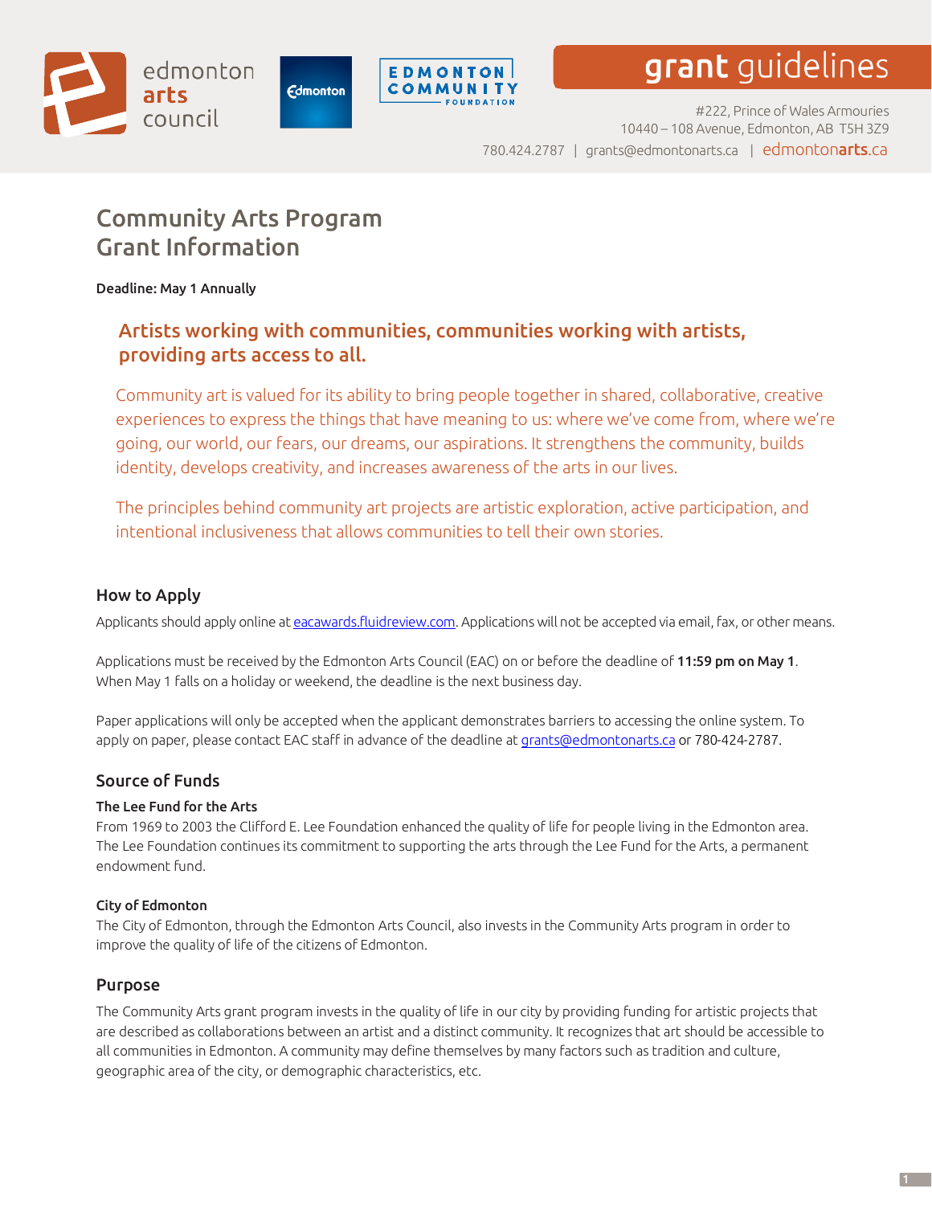edmonton arts council

grant guidelines

#222, Prince of Wales Armouries
10440 – 108 Avenue, Edmonton, AB T5H 3Z9
780.424.2787 | grants@edmontonarts.ca | edmontonarts.ca

# Community Arts Program Grant Information

**Deadline: May 1 Annually**

## Artists working with communities, communities working with artists, providing arts access to all.

Community art is valued for its ability to bring people together in shared, collaborative, creative experiences to express the things that have meaning to us: where we've come from, where we're going, our world, our fears, our dreams, our aspirations. It strengthens the community, builds identity, develops creativity, and increases awareness of the arts in our lives.

The principles behind community art projects are artistic exploration, active participation, and intentional inclusiveness that allows communities to tell their own stories.

## How to Apply

Applicants should apply online at eacawards.fluidreview.com. Applications will not be accepted via email, fax, or other means.

Applications must be received by the Edmonton Arts Council (EAC) on or before the deadline of **11:59 pm on May 1**. When May 1 falls on a holiday or weekend, the deadline is the next business day.

Paper applications will only be accepted when the applicant demonstrates barriers to accessing the online system. To apply on paper, please contact EAC staff in advance of the deadline at grants@edmontonarts.ca or 780-424-2787.

## Source of Funds

**The Lee Fund for the Arts**
From 1969 to 2003 the Clifford E. Lee Foundation enhanced the quality of life for people living in the Edmonton area. The Lee Foundation continues its commitment to supporting the arts through the Lee Fund for the Arts, a permanent endowment fund.

**City of Edmonton**
The City of Edmonton, through the Edmonton Arts Council, also invests in the Community Arts program in order to improve the quality of life of the citizens of Edmonton.

## Purpose

The Community Arts grant program invests in the quality of life in our city by providing funding for artistic projects that are described as collaborations between an artist and a distinct community. It recognizes that art should be accessible to all communities in Edmonton. A community may define themselves by many factors such as tradition and culture, geographic area of the city, or demographic characteristics, etc.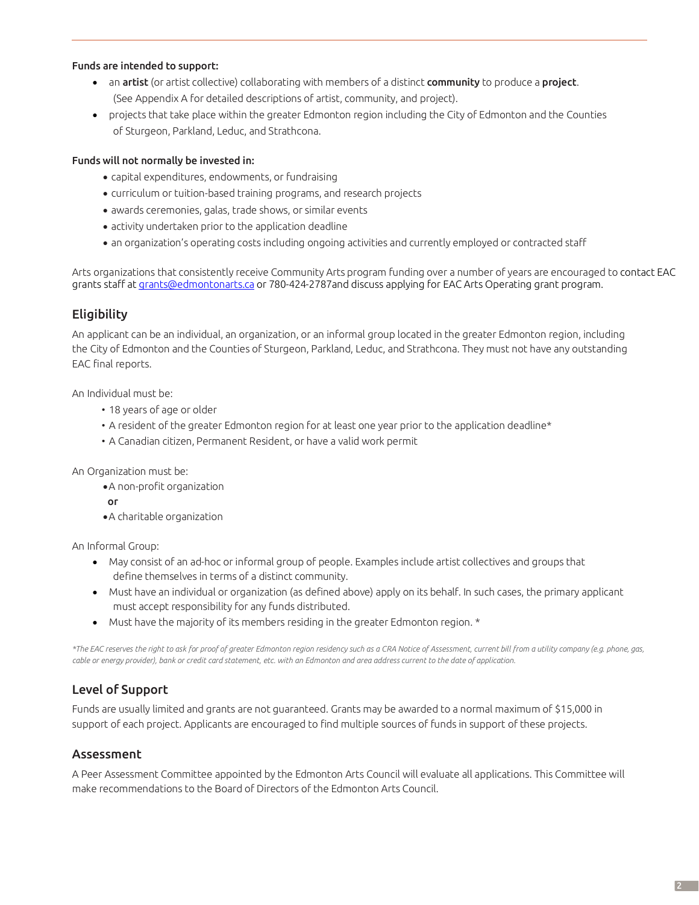**Funds are intended to support:**

- an **artist** (or artist collective) collaborating with members of a distinct **community** to produce a **project**. (See Appendix A for detailed descriptions of artist, community, and project).
- projects that take place within the greater Edmonton region including the City of Edmonton and the Counties of Sturgeon, Parkland, Leduc, and Strathcona.

**Funds will not normally be invested in:**

- capital expenditures, endowments, or fundraising
- curriculum or tuition-based training programs, and research projects
- awards ceremonies, galas, trade shows, or similar events
- activity undertaken prior to the application deadline
- an organization's operating costs including ongoing activities and currently employed or contracted staff

Arts organizations that consistently receive Community Arts program funding over a number of years are encouraged to contact EAC grants staff at grants@edmontonarts.ca or 780-424-2787and discuss applying for EAC Arts Operating grant program.

## Eligibility

An applicant can be an individual, an organization, or an informal group located in the greater Edmonton region, including the City of Edmonton and the Counties of Sturgeon, Parkland, Leduc, and Strathcona. They must not have any outstanding EAC final reports.

An Individual must be:

- 18 years of age or older
- A resident of the greater Edmonton region for at least one year prior to the application deadline*
- A Canadian citizen, Permanent Resident, or have a valid work permit

An Organization must be:

- A non-profit organization

**or**

- A charitable organization

An Informal Group:

- May consist of an ad-hoc or informal group of people. Examples include artist collectives and groups that define themselves in terms of a distinct community.
- Must have an individual or organization (as defined above) apply on its behalf. In such cases, the primary applicant must accept responsibility for any funds distributed.
- Must have the majority of its members residing in the greater Edmonton region. *

*\*The EAC reserves the right to ask for proof of greater Edmonton region residency such as a CRA Notice of Assessment, current bill from a utility company (e.g. phone, gas, cable or energy provider), bank or credit card statement, etc. with an Edmonton and area address current to the date of application.*

## Level of Support

Funds are usually limited and grants are not guaranteed. Grants may be awarded to a normal maximum of $15,000 in support of each project. Applicants are encouraged to find multiple sources of funds in support of these projects.

## Assessment

A Peer Assessment Committee appointed by the Edmonton Arts Council will evaluate all applications. This Committee will make recommendations to the Board of Directors of the Edmonton Arts Council.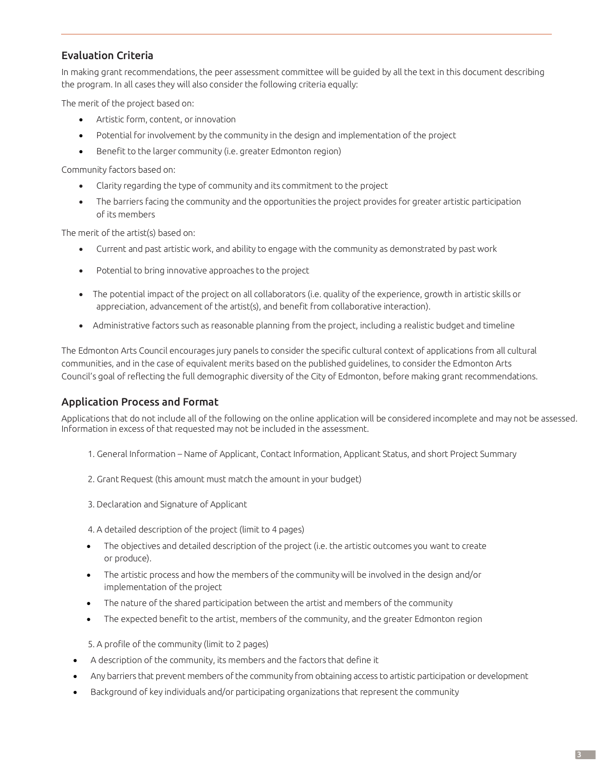## Evaluation Criteria

In making grant recommendations, the peer assessment committee will be guided by all the text in this document describing the program. In all cases they will also consider the following criteria equally:

The merit of the project based on:

- Artistic form, content, or innovation
- Potential for involvement by the community in the design and implementation of the project
- Benefit to the larger community (i.e. greater Edmonton region)

Community factors based on:

- Clarity regarding the type of community and its commitment to the project
- The barriers facing the community and the opportunities the project provides for greater artistic participation of its members

The merit of the artist(s) based on:

- Current and past artistic work, and ability to engage with the community as demonstrated by past work
- Potential to bring innovative approaches to the project
- The potential impact of the project on all collaborators (i.e. quality of the experience, growth in artistic skills or appreciation, advancement of the artist(s), and benefit from collaborative interaction).
- Administrative factors such as reasonable planning from the project, including a realistic budget and timeline

The Edmonton Arts Council encourages jury panels to consider the specific cultural context of applications from all cultural communities, and in the case of equivalent merits based on the published guidelines, to consider the Edmonton Arts Council's goal of reflecting the full demographic diversity of the City of Edmonton, before making grant recommendations.

## Application Process and Format

Applications that do not include all of the following on the online application will be considered incomplete and may not be assessed. Information in excess of that requested may not be included in the assessment.

1. General Information – Name of Applicant, Contact Information, Applicant Status, and short Project Summary

2. Grant Request (this amount must match the amount in your budget)

3. Declaration and Signature of Applicant

4. A detailed description of the project (limit to 4 pages)

   - The objectives and detailed description of the project (i.e. the artistic outcomes you want to create or produce).
   - The artistic process and how the members of the community will be involved in the design and/or implementation of the project
   - The nature of the shared participation between the artist and members of the community
   - The expected benefit to the artist, members of the community, and the greater Edmonton region

5. A profile of the community (limit to 2 pages)

   - A description of the community, its members and the factors that define it
   - Any barriers that prevent members of the community from obtaining access to artistic participation or development
   - Background of key individuals and/or participating organizations that represent the community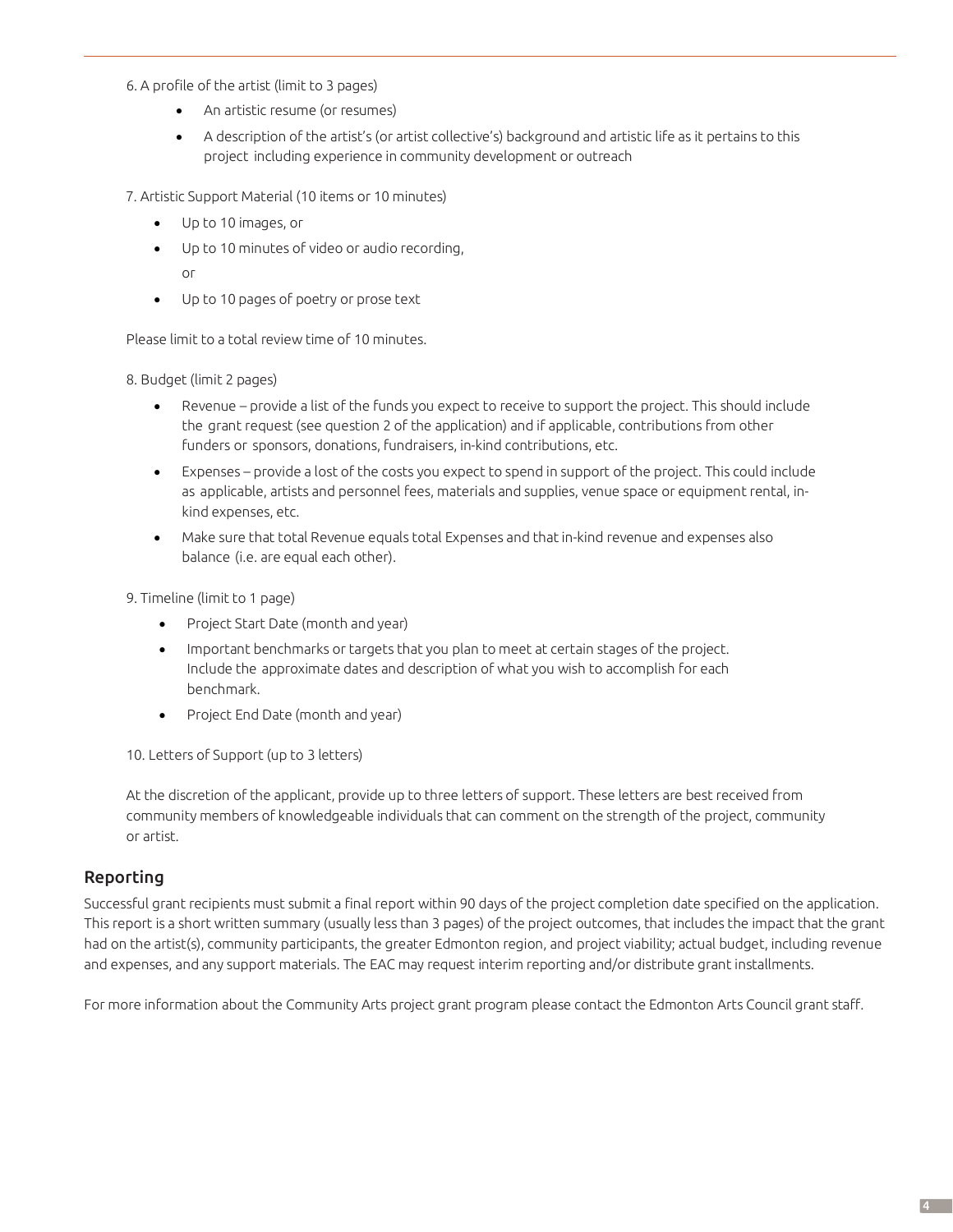6. A profile of the artist (limit to 3 pages)

- An artistic resume (or resumes)
- A description of the artist's (or artist collective's) background and artistic life as it pertains to this project including experience in community development or outreach

7. Artistic Support Material (10 items or 10 minutes)

- Up to 10 images, or
- Up to 10 minutes of video or audio recording, or
- Up to 10 pages of poetry or prose text

Please limit to a total review time of 10 minutes.

8. Budget (limit 2 pages)

- Revenue – provide a list of the funds you expect to receive to support the project. This should include the grant request (see question 2 of the application) and if applicable, contributions from other funders or sponsors, donations, fundraisers, in-kind contributions, etc.
- Expenses – provide a lost of the costs you expect to spend in support of the project. This could include as applicable, artists and personnel fees, materials and supplies, venue space or equipment rental, in-kind expenses, etc.
- Make sure that total Revenue equals total Expenses and that in-kind revenue and expenses also balance (i.e. are equal each other).

9. Timeline (limit to 1 page)

- Project Start Date (month and year)
- Important benchmarks or targets that you plan to meet at certain stages of the project. Include the approximate dates and description of what you wish to accomplish for each benchmark.
- Project End Date (month and year)

10. Letters of Support (up to 3 letters)

At the discretion of the applicant, provide up to three letters of support. These letters are best received from community members of knowledgeable individuals that can comment on the strength of the project, community or artist.

## Reporting

Successful grant recipients must submit a final report within 90 days of the project completion date specified on the application. This report is a short written summary (usually less than 3 pages) of the project outcomes, that includes the impact that the grant had on the artist(s), community participants, the greater Edmonton region, and project viability; actual budget, including revenue and expenses, and any support materials. The EAC may request interim reporting and/or distribute grant installments.

For more information about the Community Arts project grant program please contact the Edmonton Arts Council grant staff.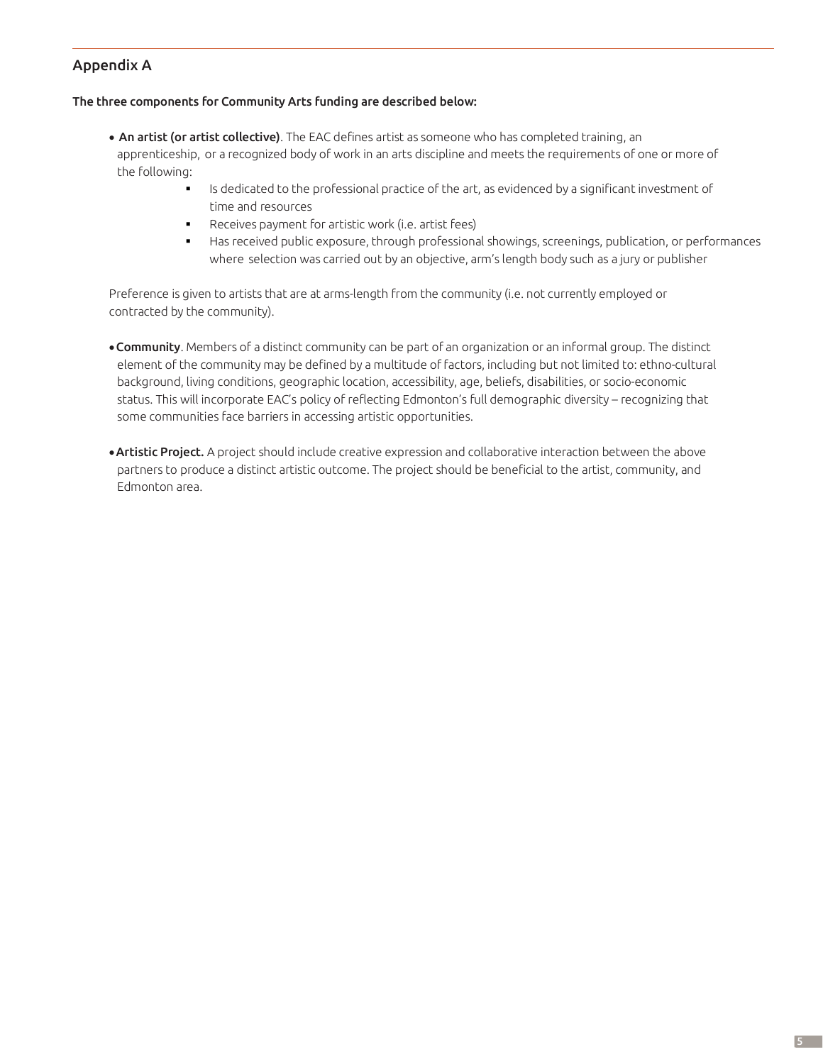## Appendix A

**The three components for Community Arts funding are described below:**

- **An artist (or artist collective)**. The EAC defines artist as someone who has completed training, an apprenticeship, or a recognized body of work in an arts discipline and meets the requirements of one or more of the following:
  - Is dedicated to the professional practice of the art, as evidenced by a significant investment of time and resources
  - Receives payment for artistic work (i.e. artist fees)
  - Has received public exposure, through professional showings, screenings, publication, or performances where selection was carried out by an objective, arm's length body such as a jury or publisher

  Preference is given to artists that are at arms-length from the community (i.e. not currently employed or contracted by the community).

- **Community**. Members of a distinct community can be part of an organization or an informal group. The distinct element of the community may be defined by a multitude of factors, including but not limited to: ethno-cultural background, living conditions, geographic location, accessibility, age, beliefs, disabilities, or socio-economic status. This will incorporate EAC's policy of reflecting Edmonton's full demographic diversity – recognizing that some communities face barriers in accessing artistic opportunities.

- **Artistic Project.** A project should include creative expression and collaborative interaction between the above partners to produce a distinct artistic outcome. The project should be beneficial to the artist, community, and Edmonton area.